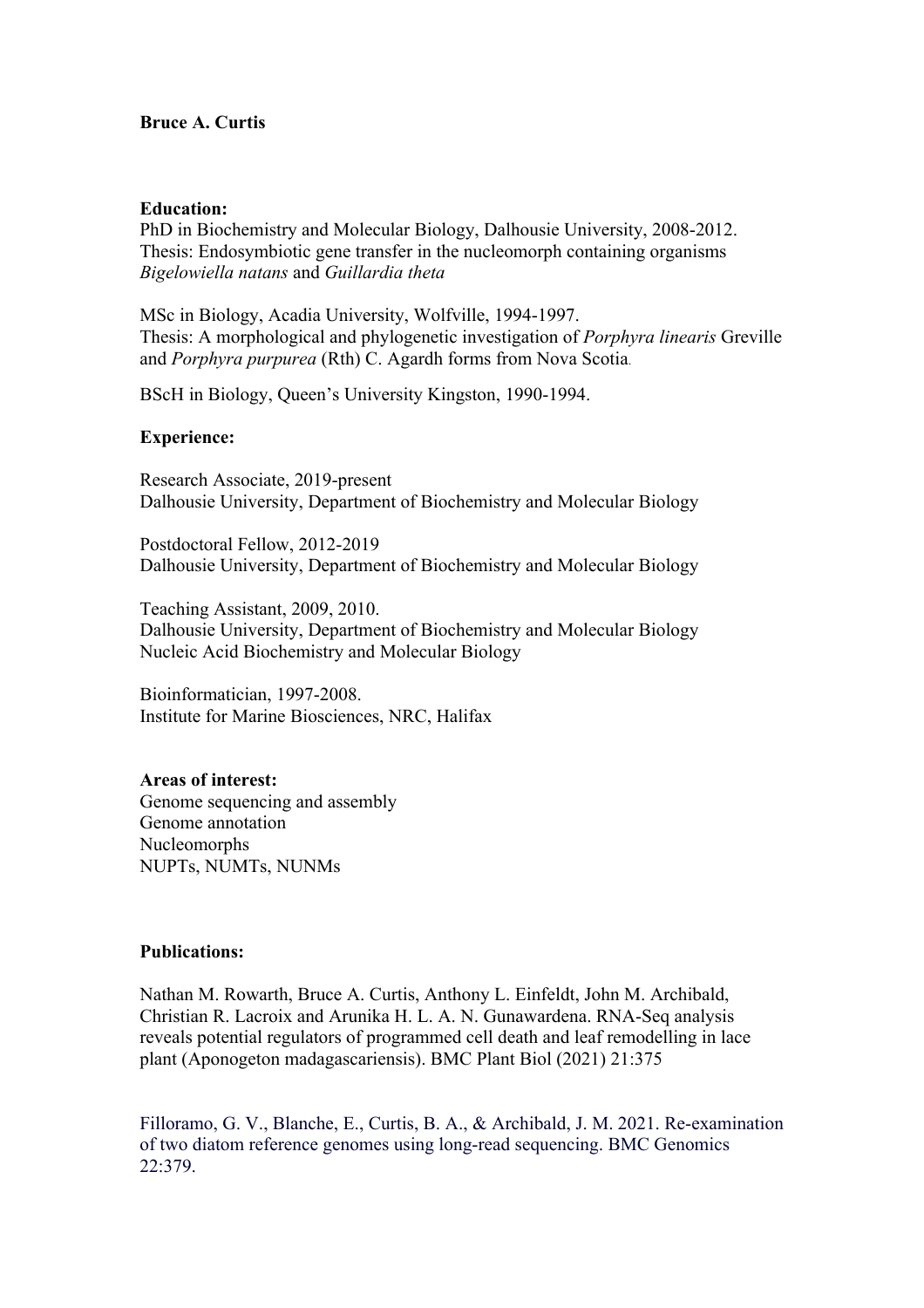**Bruce A. Curtis**

**Education:**

PhD in Biochemistry and Molecular Biology, Dalhousie University, 2008-2012.
Thesis: Endosymbiotic gene transfer in the nucleomorph containing organisms *Bigelowiella natans* and *Guillardia theta*

MSc in Biology, Acadia University, Wolfville, 1994-1997.
Thesis: A morphological and phylogenetic investigation of *Porphyra linearis* Greville and *Porphyra purpurea* (Rth) C. Agardh forms from Nova Scotia.

BScH in Biology, Queen's University Kingston, 1990-1994.

**Experience:**

Research Associate, 2019-present
Dalhousie University, Department of Biochemistry and Molecular Biology

Postdoctoral Fellow, 2012-2019
Dalhousie University, Department of Biochemistry and Molecular Biology

Teaching Assistant, 2009, 2010.
Dalhousie University, Department of Biochemistry and Molecular Biology
Nucleic Acid Biochemistry and Molecular Biology

Bioinformatician, 1997-2008.
Institute for Marine Biosciences, NRC, Halifax

**Areas of interest:**

Genome sequencing and assembly
Genome annotation
Nucleomorphs
NUPTs, NUMTs, NUNMs

**Publications:**

Nathan M. Rowarth, Bruce A. Curtis, Anthony L. Einfeldt, John M. Archibald, Christian R. Lacroix and Arunika H. L. A. N. Gunawardena. RNA-Seq analysis reveals potential regulators of programmed cell death and leaf remodelling in lace plant (Aponogeton madagascariensis). BMC Plant Biol (2021) 21:375

Filloramo, G. V., Blanche, E., Curtis, B. A., & Archibald, J. M. 2021. Re-examination of two diatom reference genomes using long-read sequencing. BMC Genomics 22:379.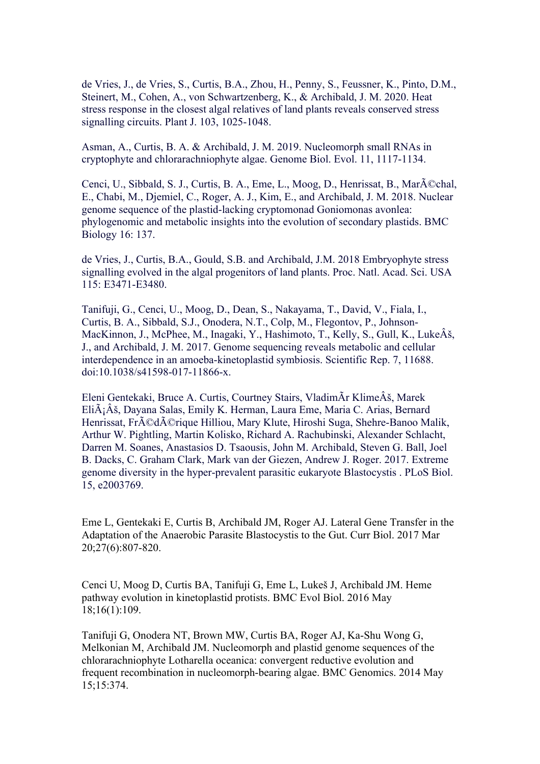de Vries, J., de Vries, S., Curtis, B.A., Zhou, H., Penny, S., Feussner, K., Pinto, D.M., Steinert, M., Cohen, A., von Schwartzenberg, K., & Archibald, J. M. 2020. Heat stress response in the closest algal relatives of land plants reveals conserved stress signalling circuits. Plant J. 103, 1025-1048.

Asman, A., Curtis, B. A. & Archibald, J. M. 2019. Nucleomorph small RNAs in cryptophyte and chlorarachniophyte algae. Genome Biol. Evol. 11, 1117-1134.

Cenci, U., Sibbald, S. J., Curtis, B. A., Eme, L., Moog, D., Henrissat, B., MarÃ©chal, E., Chabi, M., Djemiel, C., Roger, A. J., Kim, E., and Archibald, J. M. 2018. Nuclear genome sequence of the plastid-lacking cryptomonad Goniomonas avonlea: phylogenomic and metabolic insights into the evolution of secondary plastids. BMC Biology 16: 137.

de Vries, J., Curtis, B.A., Gould, S.B. and Archibald, J.M. 2018 Embryophyte stress signalling evolved in the algal progenitors of land plants. Proc. Natl. Acad. Sci. USA 115: E3471-E3480.

Tanifuji, G., Cenci, U., Moog, D., Dean, S., Nakayama, T., David, V., Fiala, I., Curtis, B. A., Sibbald, S.J., Onodera, N.T., Colp, M., Flegontov, P., Johnson-MacKinnon, J., McPhee, M., Inagaki, Y., Hashimoto, T., Kelly, S., Gull, K., LukeÂš, J., and Archibald, J. M. 2017. Genome sequencing reveals metabolic and cellular interdependence in an amoeba-kinetoplastid symbiosis. Scientific Rep. 7, 11688. doi:10.1038/s41598-017-11866-x.

Eleni Gentekaki, Bruce A. Curtis, Courtney Stairs, VladimÃr KlimeÂš, Marek EliÃ¡Âš, Dayana Salas, Emily K. Herman, Laura Eme, Maria C. Arias, Bernard Henrissat, FrÃ©dÃ©rique Hilliou, Mary Klute, Hiroshi Suga, Shehre-Banoo Malik, Arthur W. Pightling, Martin Kolisko, Richard A. Rachubinski, Alexander Schlacht, Darren M. Soanes, Anastasios D. Tsaousis, John M. Archibald, Steven G. Ball, Joel B. Dacks, C. Graham Clark, Mark van der Giezen, Andrew J. Roger. 2017. Extreme genome diversity in the hyper-prevalent parasitic eukaryote Blastocystis . PLoS Biol. 15, e2003769.

Eme L, Gentekaki E, Curtis B, Archibald JM, Roger AJ. Lateral Gene Transfer in the Adaptation of the Anaerobic Parasite Blastocystis to the Gut. Curr Biol. 2017 Mar 20;27(6):807-820.

Cenci U, Moog D, Curtis BA, Tanifuji G, Eme L, Lukeš J, Archibald JM. Heme pathway evolution in kinetoplastid protists. BMC Evol Biol. 2016 May 18;16(1):109.

Tanifuji G, Onodera NT, Brown MW, Curtis BA, Roger AJ, Ka-Shu Wong G, Melkonian M, Archibald JM. Nucleomorph and plastid genome sequences of the chlorarachniophyte Lotharella oceanica: convergent reductive evolution and frequent recombination in nucleomorph-bearing algae. BMC Genomics. 2014 May 15;15:374.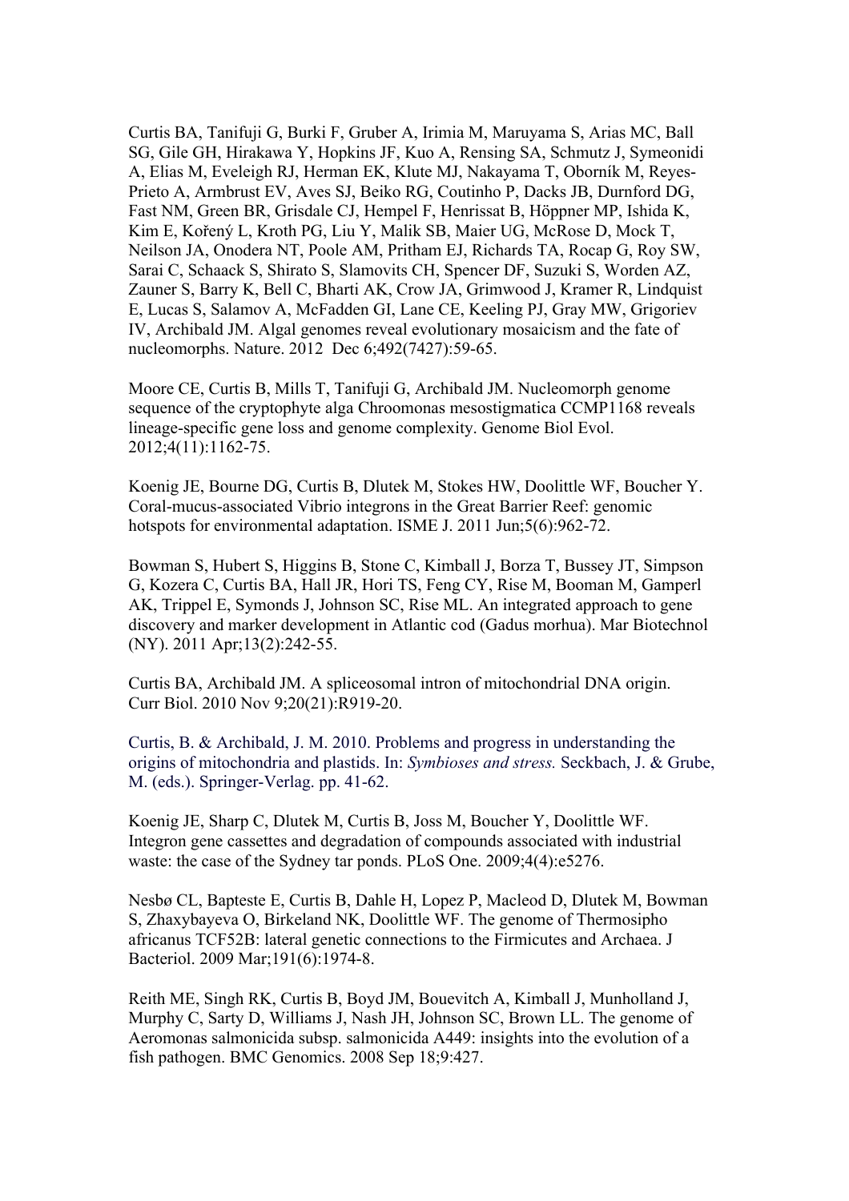Curtis BA, Tanifuji G, Burki F, Gruber A, Irimia M, Maruyama S, Arias MC, Ball SG, Gile GH, Hirakawa Y, Hopkins JF, Kuo A, Rensing SA, Schmutz J, Symeonidi A, Elias M, Eveleigh RJ, Herman EK, Klute MJ, Nakayama T, Oborník M, Reyes-Prieto A, Armbrust EV, Aves SJ, Beiko RG, Coutinho P, Dacks JB, Durnford DG, Fast NM, Green BR, Grisdale CJ, Hempel F, Henrissat B, Höppner MP, Ishida K, Kim E, Kořený L, Kroth PG, Liu Y, Malik SB, Maier UG, McRose D, Mock T, Neilson JA, Onodera NT, Poole AM, Pritham EJ, Richards TA, Rocap G, Roy SW, Sarai C, Schaack S, Shirato S, Slamovits CH, Spencer DF, Suzuki S, Worden AZ, Zauner S, Barry K, Bell C, Bharti AK, Crow JA, Grimwood J, Kramer R, Lindquist E, Lucas S, Salamov A, McFadden GI, Lane CE, Keeling PJ, Gray MW, Grigoriev IV, Archibald JM. Algal genomes reveal evolutionary mosaicism and the fate of nucleomorphs. Nature. 2012 Dec 6;492(7427):59-65.

Moore CE, Curtis B, Mills T, Tanifuji G, Archibald JM. Nucleomorph genome sequence of the cryptophyte alga Chroomonas mesostigmatica CCMP1168 reveals lineage-specific gene loss and genome complexity. Genome Biol Evol. 2012;4(11):1162-75.

Koenig JE, Bourne DG, Curtis B, Dlutek M, Stokes HW, Doolittle WF, Boucher Y. Coral-mucus-associated Vibrio integrons in the Great Barrier Reef: genomic hotspots for environmental adaptation. ISME J. 2011 Jun;5(6):962-72.

Bowman S, Hubert S, Higgins B, Stone C, Kimball J, Borza T, Bussey JT, Simpson G, Kozera C, Curtis BA, Hall JR, Hori TS, Feng CY, Rise M, Booman M, Gamperl AK, Trippel E, Symonds J, Johnson SC, Rise ML. An integrated approach to gene discovery and marker development in Atlantic cod (Gadus morhua). Mar Biotechnol (NY). 2011 Apr;13(2):242-55.

Curtis BA, Archibald JM. A spliceosomal intron of mitochondrial DNA origin. Curr Biol. 2010 Nov 9;20(21):R919-20.

Curtis, B. & Archibald, J. M. 2010. Problems and progress in understanding the origins of mitochondria and plastids. In: *Symbioses and stress.* Seckbach, J. & Grube, M. (eds.). Springer-Verlag. pp. 41-62.

Koenig JE, Sharp C, Dlutek M, Curtis B, Joss M, Boucher Y, Doolittle WF. Integron gene cassettes and degradation of compounds associated with industrial waste: the case of the Sydney tar ponds. PLoS One. 2009;4(4):e5276.

Nesbø CL, Bapteste E, Curtis B, Dahle H, Lopez P, Macleod D, Dlutek M, Bowman S, Zhaxybayeva O, Birkeland NK, Doolittle WF. The genome of Thermosipho africanus TCF52B: lateral genetic connections to the Firmicutes and Archaea. J Bacteriol. 2009 Mar;191(6):1974-8.

Reith ME, Singh RK, Curtis B, Boyd JM, Bouevitch A, Kimball J, Munholland J, Murphy C, Sarty D, Williams J, Nash JH, Johnson SC, Brown LL. The genome of Aeromonas salmonicida subsp. salmonicida A449: insights into the evolution of a fish pathogen. BMC Genomics. 2008 Sep 18;9:427.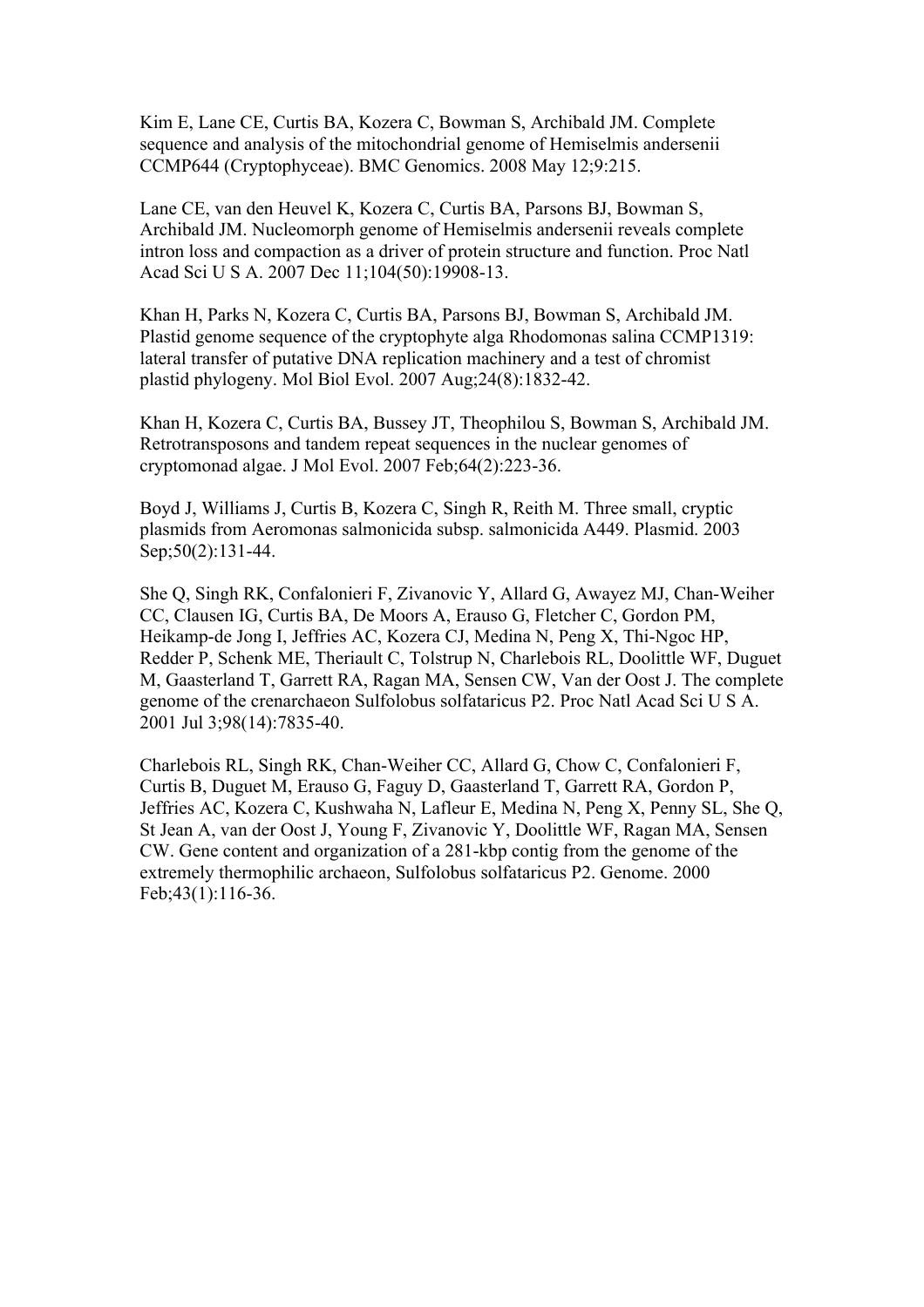Kim E, Lane CE, Curtis BA, Kozera C, Bowman S, Archibald JM. Complete sequence and analysis of the mitochondrial genome of Hemiselmis andersenii CCMP644 (Cryptophyceae). BMC Genomics. 2008 May 12;9:215.

Lane CE, van den Heuvel K, Kozera C, Curtis BA, Parsons BJ, Bowman S, Archibald JM. Nucleomorph genome of Hemiselmis andersenii reveals complete intron loss and compaction as a driver of protein structure and function. Proc Natl Acad Sci U S A. 2007 Dec 11;104(50):19908-13.

Khan H, Parks N, Kozera C, Curtis BA, Parsons BJ, Bowman S, Archibald JM. Plastid genome sequence of the cryptophyte alga Rhodomonas salina CCMP1319: lateral transfer of putative DNA replication machinery and a test of chromist plastid phylogeny. Mol Biol Evol. 2007 Aug;24(8):1832-42.

Khan H, Kozera C, Curtis BA, Bussey JT, Theophilou S, Bowman S, Archibald JM. Retrotransposons and tandem repeat sequences in the nuclear genomes of cryptomonad algae. J Mol Evol. 2007 Feb;64(2):223-36.

Boyd J, Williams J, Curtis B, Kozera C, Singh R, Reith M. Three small, cryptic plasmids from Aeromonas salmonicida subsp. salmonicida A449. Plasmid. 2003 Sep;50(2):131-44.

She Q, Singh RK, Confalonieri F, Zivanovic Y, Allard G, Awayez MJ, Chan-Weiher CC, Clausen IG, Curtis BA, De Moors A, Erauso G, Fletcher C, Gordon PM, Heikamp-de Jong I, Jeffries AC, Kozera CJ, Medina N, Peng X, Thi-Ngoc HP, Redder P, Schenk ME, Theriault C, Tolstrup N, Charlebois RL, Doolittle WF, Duguet M, Gaasterland T, Garrett RA, Ragan MA, Sensen CW, Van der Oost J. The complete genome of the crenarchaeon Sulfolobus solfataricus P2. Proc Natl Acad Sci U S A. 2001 Jul 3;98(14):7835-40.

Charlebois RL, Singh RK, Chan-Weiher CC, Allard G, Chow C, Confalonieri F, Curtis B, Duguet M, Erauso G, Faguy D, Gaasterland T, Garrett RA, Gordon P, Jeffries AC, Kozera C, Kushwaha N, Lafleur E, Medina N, Peng X, Penny SL, She Q, St Jean A, van der Oost J, Young F, Zivanovic Y, Doolittle WF, Ragan MA, Sensen CW. Gene content and organization of a 281-kbp contig from the genome of the extremely thermophilic archaeon, Sulfolobus solfataricus P2. Genome. 2000 Feb;43(1):116-36.